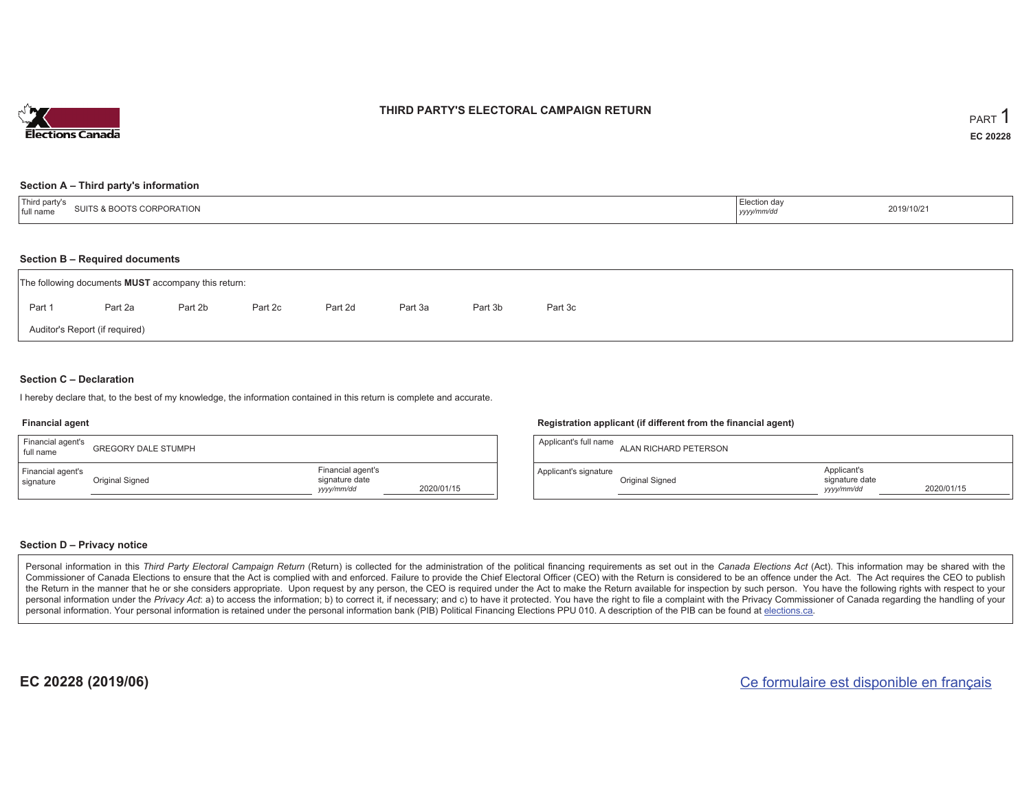Elections Canada

# THIRD PARTY'S ELECTORAL CAMPAIGN RETURN

PART 1

**EC 20228**

## Section A – Third party's information

| Third party's full name | SUITS & BOOTS CORPORATION | Election day *yyyy/mm/dd* | 2019/10/21 |
|---|---|---|---|

## Section B – Required documents

The following documents **MUST** accompany this return:

Part 1 Part 2a Part 2b Part 2c Part 2d Part 3a Part 3b Part 3c

Auditor's Report (if required)

## Section C – Declaration

I hereby declare that, to the best of my knowledge, the information contained in this return is complete and accurate.

### Financial agent

| Financial agent's full name | GREGORY DALE STUMPH | | |
|---|---|---|---|
| Financial agent's signature | Original Signed | Financial agent's signature date *yyyy/mm/dd* | 2020/01/15 |

### Registration applicant (if different from the financial agent)

| Applicant's full name | ALAN RICHARD PETERSON | | |
|---|---|---|---|
| Applicant's signature | Original Signed | Applicant's signature date *yyyy/mm/dd* | 2020/01/15 |

## Section D – Privacy notice

Personal information in this *Third Party Electoral Campaign Return* (Return) is collected for the administration of the political financing requirements as set out in the *Canada Elections Act* (Act). This information may be shared with the Commissioner of Canada Elections to ensure that the Act is complied with and enforced. Failure to provide the Chief Electoral Officer (CEO) with the Return is considered to be an offence under the Act. The Act requires the CEO to publish the Return in the manner that he or she considers appropriate. Upon request by any person, the CEO is required under the Act to make the Return available for inspection by such person. You have the following rights with respect to your personal information under the *Privacy Act*: a) to access the information; b) to correct it, if necessary; and c) to have it protected. You have the right to file a complaint with the Privacy Commissioner of Canada regarding the handling of your personal information. Your personal information is retained under the personal information bank (PIB) Political Financing Elections PPU 010. A description of the PIB can be found at elections.ca.

**EC 20228 (2019/06)**

Ce formulaire est disponible en français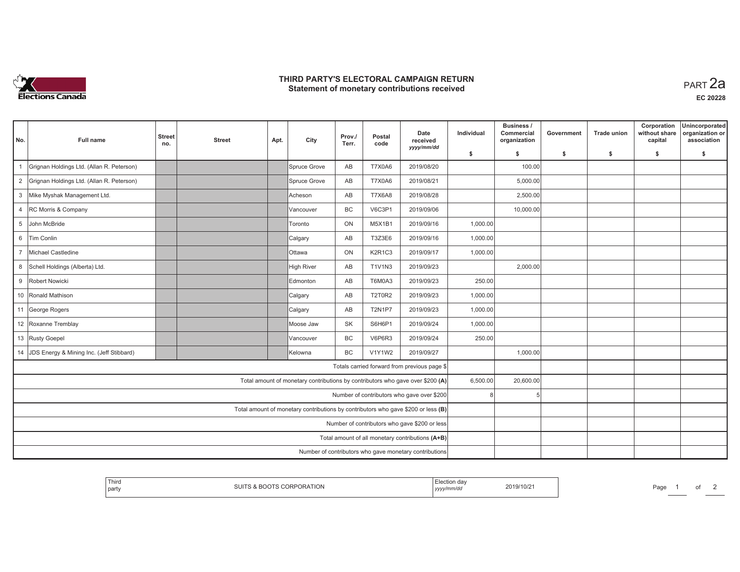# THIRD PARTY'S ELECTORAL CAMPAIGN RETURN
## Statement of monetary contributions received

PART 2a

EC 20228

| No. | Full name | Street no. | Street | Apt. | City | Prov./ Terr. | Postal code | Date received yyyy/mm/dd | Individual $ | Business / Commercial organization $ | Government $ | Trade union $ | Corporation without share capital $ | Unincorporated organization or association $ |
|---|---|---|---|---|---|---|---|---|---|---|---|---|---|---|
| 1 | Grignan Holdings Ltd. (Allan R. Peterson) | | | | Spruce Grove | AB | T7X0A6 | 2019/08/20 | | 100.00 | | | | |
| 2 | Grignan Holdings Ltd. (Allan R. Peterson) | | | | Spruce Grove | AB | T7X0A6 | 2019/08/21 | | 5,000.00 | | | | |
| 3 | Mike Myshak Management Ltd. | | | | Acheson | AB | T7X6A8 | 2019/08/28 | | 2,500.00 | | | | |
| 4 | RC Morris & Company | | | | Vancouver | BC | V6C3P1 | 2019/09/06 | | 10,000.00 | | | | |
| 5 | John McBride | | | | Toronto | ON | M5X1B1 | 2019/09/16 | 1,000.00 | | | | | |
| 6 | Tim Conlin | | | | Calgary | AB | T3Z3E6 | 2019/09/16 | 1,000.00 | | | | | |
| 7 | Michael Castledine | | | | Ottawa | ON | K2R1C3 | 2019/09/17 | 1,000.00 | | | | | |
| 8 | Schell Holdings (Alberta) Ltd. | | | | High River | AB | T1V1N3 | 2019/09/23 | | 2,000.00 | | | | |
| 9 | Robert Nowicki | | | | Edmonton | AB | T6M0A3 | 2019/09/23 | 250.00 | | | | | |
| 10 | Ronald Mathison | | | | Calgary | AB | T2T0R2 | 2019/09/23 | 1,000.00 | | | | | |
| 11 | George Rogers | | | | Calgary | AB | T2N1P7 | 2019/09/23 | 1,000.00 | | | | | |
| 12 | Roxanne Tremblay | | | | Moose Jaw | SK | S6H6P1 | 2019/09/24 | 1,000.00 | | | | | |
| 13 | Rusty Goepel | | | | Vancouver | BC | V6P6R3 | 2019/09/24 | 250.00 | | | | | |
| 14 | JDS Energy & Mining Inc. (Jeff Stibbard) | | | | Kelowna | BC | V1Y1W2 | 2019/09/27 | | 1,000.00 | | | | |
| | Totals carried forward from previous page $ | | | | | | | | | | | | | |
| | Total amount of monetary contributions by contributors who gave over $200 **(A)** | | | | | | | | 6,500.00 | 20,600.00 | | | | |
| | Number of contributors who gave over $200 | | | | | | | | 8 | 5 | | | | |
| | Total amount of monetary contributions by contributors who gave $200 or less **(B)** | | | | | | | | | | | | | |
| | Number of contributors who gave $200 or less | | | | | | | | | | | | | |
| | Total amount of all monetary contributions **(A+B)** | | | | | | | | | | | | | |
| | Number of contributors who gave monetary contributions | | | | | | | | | | | | | |

| Third party | SUITS & BOOTS CORPORATION | Election day yyyy/mm/dd | 2019/10/21 |
|---|---|---|---|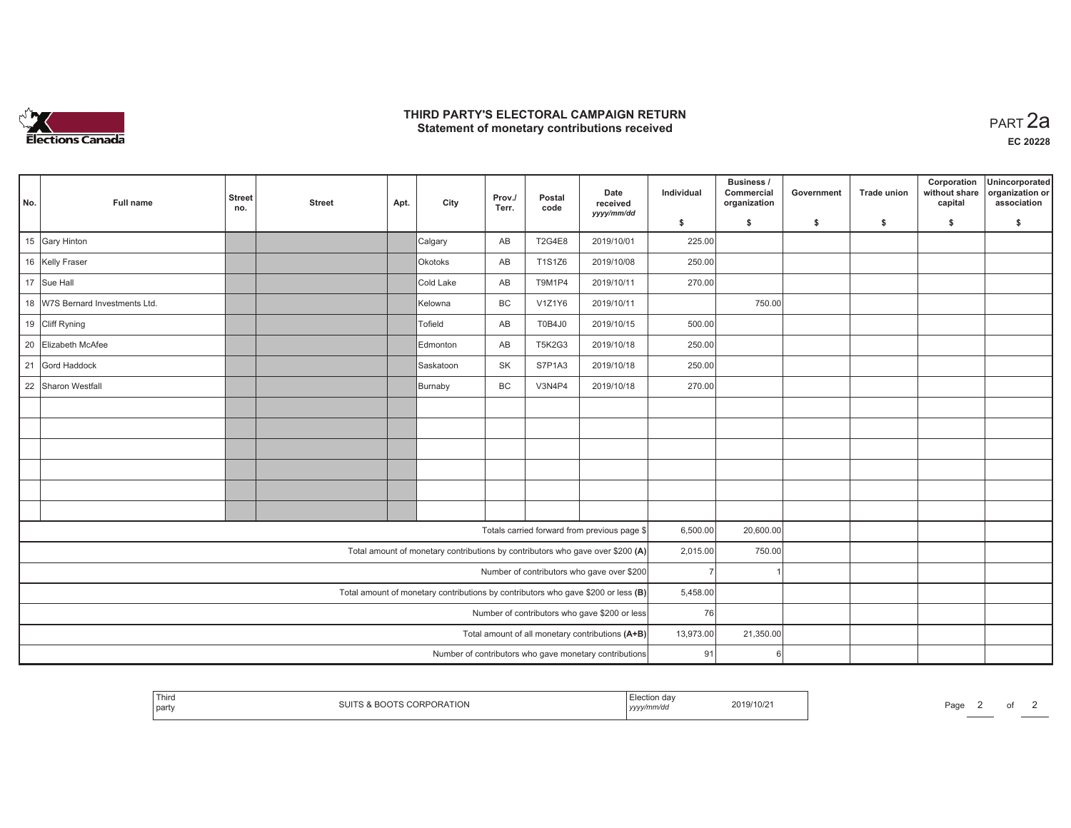# THIRD PARTY'S ELECTORAL CAMPAIGN RETURN
## Statement of monetary contributions received

PART 2a

EC 20228

| No. | Full name | Street no. | Street | Apt. | City | Prov./ Terr. | Postal code | Date received yyyy/mm/dd | Individual $ | Business / Commercial organization $ | Government $ | Trade union $ | Corporation without share capital $ | Unincorporated organization or association $ |
|---|---|---|---|---|---|---|---|---|---|---|---|---|---|---|
| 15 | Gary Hinton | | | | Calgary | AB | T2G4E8 | 2019/10/01 | 225.00 | | | | | |
| 16 | Kelly Fraser | | | | Okotoks | AB | T1S1Z6 | 2019/10/08 | 250.00 | | | | | |
| 17 | Sue Hall | | | | Cold Lake | AB | T9M1P4 | 2019/10/11 | 270.00 | | | | | |
| 18 | W7S Bernard Investments Ltd. | | | | Kelowna | BC | V1Z1Y6 | 2019/10/11 | | 750.00 | | | | |
| 19 | Cliff Ryning | | | | Tofield | AB | T0B4J0 | 2019/10/15 | 500.00 | | | | | |
| 20 | Elizabeth McAfee | | | | Edmonton | AB | T5K2G3 | 2019/10/18 | 250.00 | | | | | |
| 21 | Gord Haddock | | | | Saskatoon | SK | S7P1A3 | 2019/10/18 | 250.00 | | | | | |
| 22 | Sharon Westfall | | | | Burnaby | BC | V3N4P4 | 2019/10/18 | 270.00 | | | | | |
| | | | | | | | | | | | | | | |
| | | | | | | | | | | | | | | |
| | | | | | | | | | | | | | | |
| | | | | | | | | | | | | | | |
| | | | | | | | | | | | | | | |
| | | | | | | | | | | | | | | |
| Totals carried forward from previous page $ | | | | | | | | | 6,500.00 | 20,600.00 | | | | |
| Total amount of monetary contributions by contributors who gave over $200 (A) | | | | | | | | | 2,015.00 | 750.00 | | | | |
| Number of contributors who gave over $200 | | | | | | | | | 7 | 1 | | | | |
| Total amount of monetary contributions by contributors who gave $200 or less (B) | | | | | | | | | 5,458.00 | | | | | |
| Number of contributors who gave $200 or less | | | | | | | | | 76 | | | | | |
| Total amount of all monetary contributions (A+B) | | | | | | | | | 13,973.00 | 21,350.00 | | | | |
| Number of contributors who gave monetary contributions | | | | | | | | | 91 | 6 | | | | |

| Third party | SUITS & BOOTS CORPORATION | Election day yyyy/mm/dd | 2019/10/21 |
|---|---|---|---|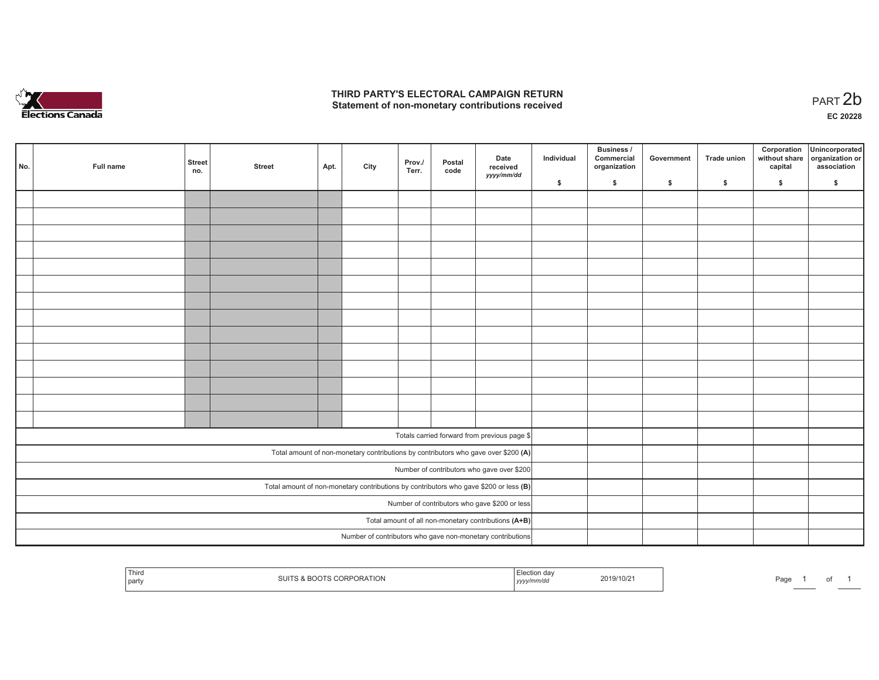# THIRD PARTY'S ELECTORAL CAMPAIGN RETURN
## Statement of non-monetary contributions received

PART 2b

EC 20228

| No. | Full name | Street no. | Street | Apt. | City | Prov./ Terr. | Postal code | Date received yyyy/mm/dd | Individual $ | Business / Commercial organization $ | Government $ | Trade union $ | Corporation without share capital $ | Unincorporated organization or association $ |
|---|---|---|---|---|---|---|---|---|---|---|---|---|---|---|
| | | | | | | | | | | | | | | |
| | | | | | | | | | | | | | | |
| | | | | | | | | | | | | | | |
| | | | | | | | | | | | | | | |
| | | | | | | | | | | | | | | |
| | | | | | | | | | | | | | | |
| | | | | | | | | | | | | | | |
| | | | | | | | | | | | | | | |
| | | | | | | | | | | | | | | |
| | | | | | | | | | | | | | | |
| | | | | | | | | | | | | | | |
| | | | | | | | | | | | | | | |
| | | | | | | | | | | | | | | |
| | | | | | | | | | | | | | | |
| Totals carried forward from previous page $ | | | | | | | | | | | | | | |
| Total amount of non-monetary contributions by contributors who gave over $200 **(A)** | | | | | | | | | | | | | | |
| Number of contributors who gave over $200 | | | | | | | | | | | | | | |
| Total amount of non-monetary contributions by contributors who gave $200 or less **(B)** | | | | | | | | | | | | | | |
| Number of contributors who gave $200 or less | | | | | | | | | | | | | | |
| Total amount of all non-monetary contributions **(A+B)** | | | | | | | | | | | | | | |
| Number of contributors who gave non-monetary contributions | | | | | | | | | | | | | | |

| Third party | SUITS & BOOTS CORPORATION | Election day yyyy/mm/dd | 2019/10/21 |
|---|---|---|---|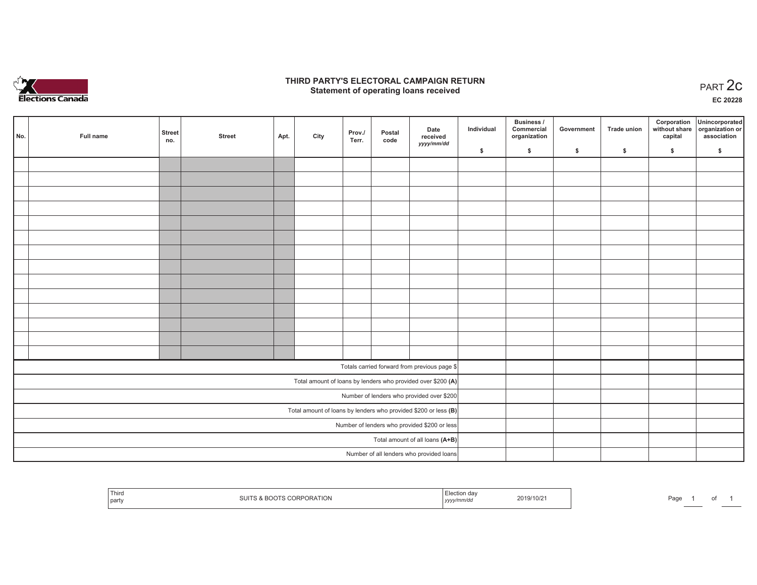# THIRD PARTY'S ELECTORAL CAMPAIGN RETURN
## Statement of operating loans received

PART 2c

EC 20228

| No. | Full name | Street no. | Street | Apt. | City | Prov./ Terr. | Postal code | Date received yyyy/mm/dd | Individual $ | Business / Commercial organization $ | Government $ | Trade union $ | Corporation without share capital $ | Unincorporated organization or association $ |
|---|---|---|---|---|---|---|---|---|---|---|---|---|---|---|
| | | | | | | | | | | | | | | |
| | | | | | | | | | | | | | | |
| | | | | | | | | | | | | | | |
| | | | | | | | | | | | | | | |
| | | | | | | | | | | | | | | |
| | | | | | | | | | | | | | | |
| | | | | | | | | | | | | | | |
| | | | | | | | | | | | | | | |
| | | | | | | | | | | | | | | |
| | | | | | | | | | | | | | | |
| | | | | | | | | | | | | | | |
| | | | | | | | | | | | | | | |
| | | | | | | | | | | | | | | |
| | | | | | | | | | | | | | | |
| Totals carried forward from previous page $ | | | | | | | | | | | | | | |
| Total amount of loans by lenders who provided over $200 **(A)** | | | | | | | | | | | | | | |
| Number of lenders who provided over $200 | | | | | | | | | | | | | | |
| Total amount of loans by lenders who provided $200 or less **(B)** | | | | | | | | | | | | | | |
| Number of lenders who provided $200 or less | | | | | | | | | | | | | | |
| Total amount of all loans **(A+B)** | | | | | | | | | | | | | | |
| Number of all lenders who provided loans | | | | | | | | | | | | | | |

| Third party | SUITS & BOOTS CORPORATION | Election day yyyy/mm/dd | 2019/10/21 |
|---|---|---|---|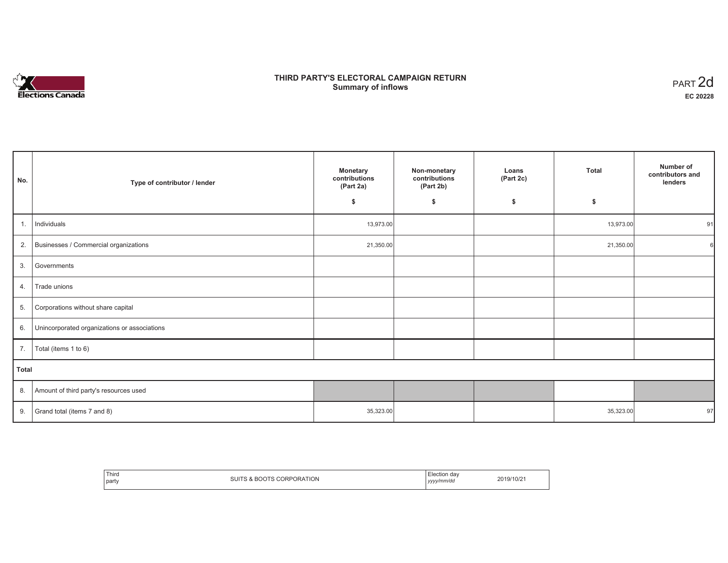# THIRD PARTY'S ELECTORAL CAMPAIGN RETURN
## Summary of inflows

PART 2d

**EC 20228**

| No. | Type of contributor / lender | Monetary contributions (Part 2a) $ | Non-monetary contributions (Part 2b) $ | Loans (Part 2c) $ | Total $ | Number of contributors and lenders |
|---|---|---|---|---|---|---|
| 1. | Individuals | 13,973.00 | | | 13,973.00 | 91 |
| 2. | Businesses / Commercial organizations | 21,350.00 | | | 21,350.00 | 6 |
| 3. | Governments | | | | | |
| 4. | Trade unions | | | | | |
| 5. | Corporations without share capital | | | | | |
| 6. | Unincorporated organizations or associations | | | | | |
| 7. | Total (items 1 to 6) | | | | | |
| **Total** | | | | | | |
| 8. | Amount of third party's resources used | | | | | |
| 9. | Grand total (items 7 and 8) | 35,323.00 | | | 35,323.00 | 97 |

| Third party | SUITS & BOOTS CORPORATION | Election day *yyyy/mm/dd* | 2019/10/21 |
|---|---|---|---|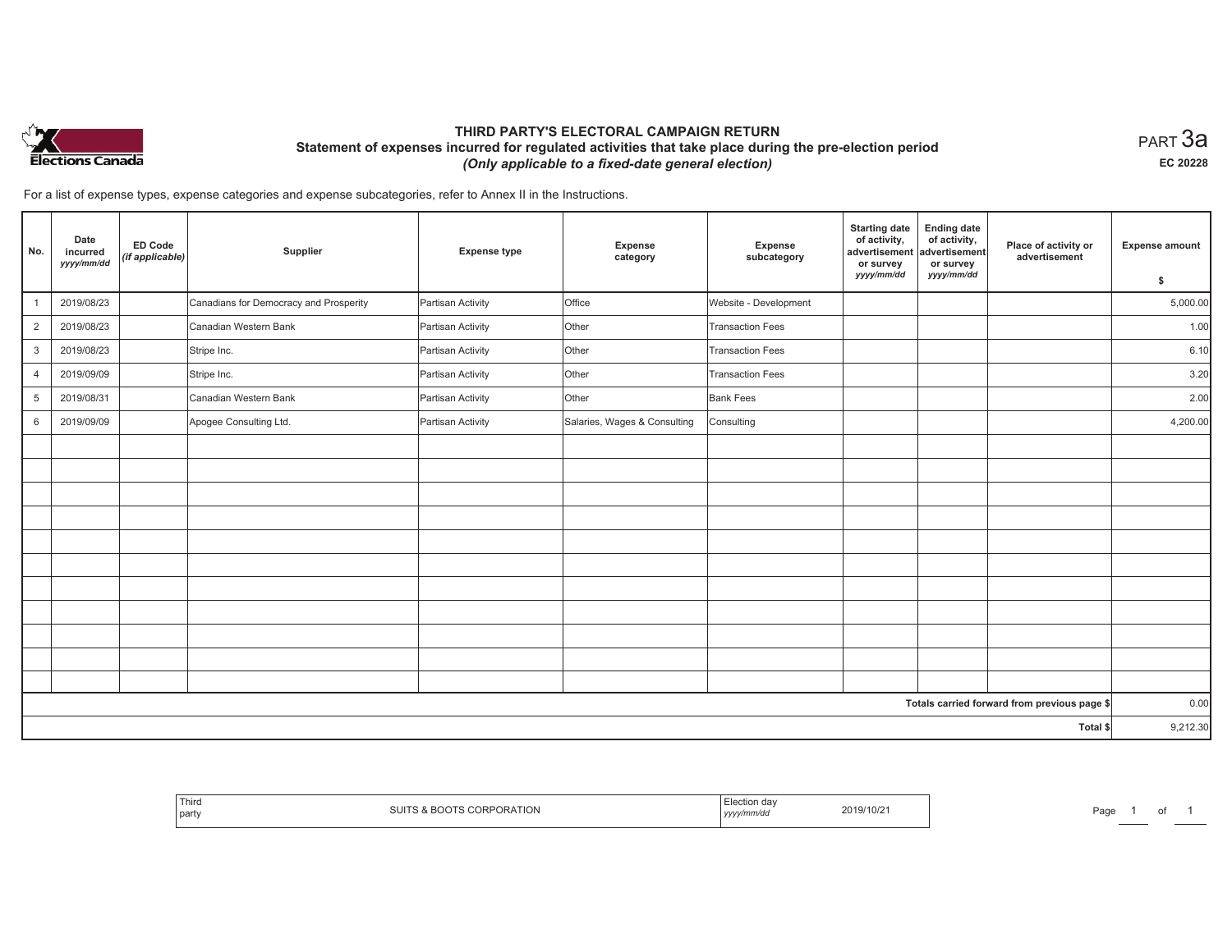Elections Canada

# THIRD PARTY'S ELECTORAL CAMPAIGN RETURN

## Statement of expenses incurred for regulated activities that take place during the pre-election period

*(Only applicable to a fixed-date general election)*

PART 3a

EC 20228

For a list of expense types, expense categories and expense subcategories, refer to Annex II in the Instructions.

| No. | Date incurred *yyyy/mm/dd* | ED Code *(if applicable)* | Supplier | Expense type | Expense category | Expense subcategory | Starting date of activity, advertisement or survey *yyyy/mm/dd* | Ending date of activity, advertisement or survey *yyyy/mm/dd* | Place of activity or advertisement | Expense amount $ |
|---|---|---|---|---|---|---|---|---|---|---|
| 1 | 2019/08/23 | | Canadians for Democracy and Prosperity | Partisan Activity | Office | Website - Development | | | | 5,000.00 |
| 2 | 2019/08/23 | | Canadian Western Bank | Partisan Activity | Other | Transaction Fees | | | | 1.00 |
| 3 | 2019/08/23 | | Stripe Inc. | Partisan Activity | Other | Transaction Fees | | | | 6.10 |
| 4 | 2019/09/09 | | Stripe Inc. | Partisan Activity | Other | Transaction Fees | | | | 3.20 |
| 5 | 2019/08/31 | | Canadian Western Bank | Partisan Activity | Other | Bank Fees | | | | 2.00 |
| 6 | 2019/09/09 | | Apogee Consulting Ltd. | Partisan Activity | Salaries, Wages & Consulting | Consulting | | | | 4,200.00 |
| | | | | | | | | | Totals carried forward from previous page $ | 0.00 |
| | | | | | | | | | Total $ | 9,212.30 |

Third party: SUITS & BOOTS CORPORATION

Election day *yyyy/mm/dd*: 2019/10/21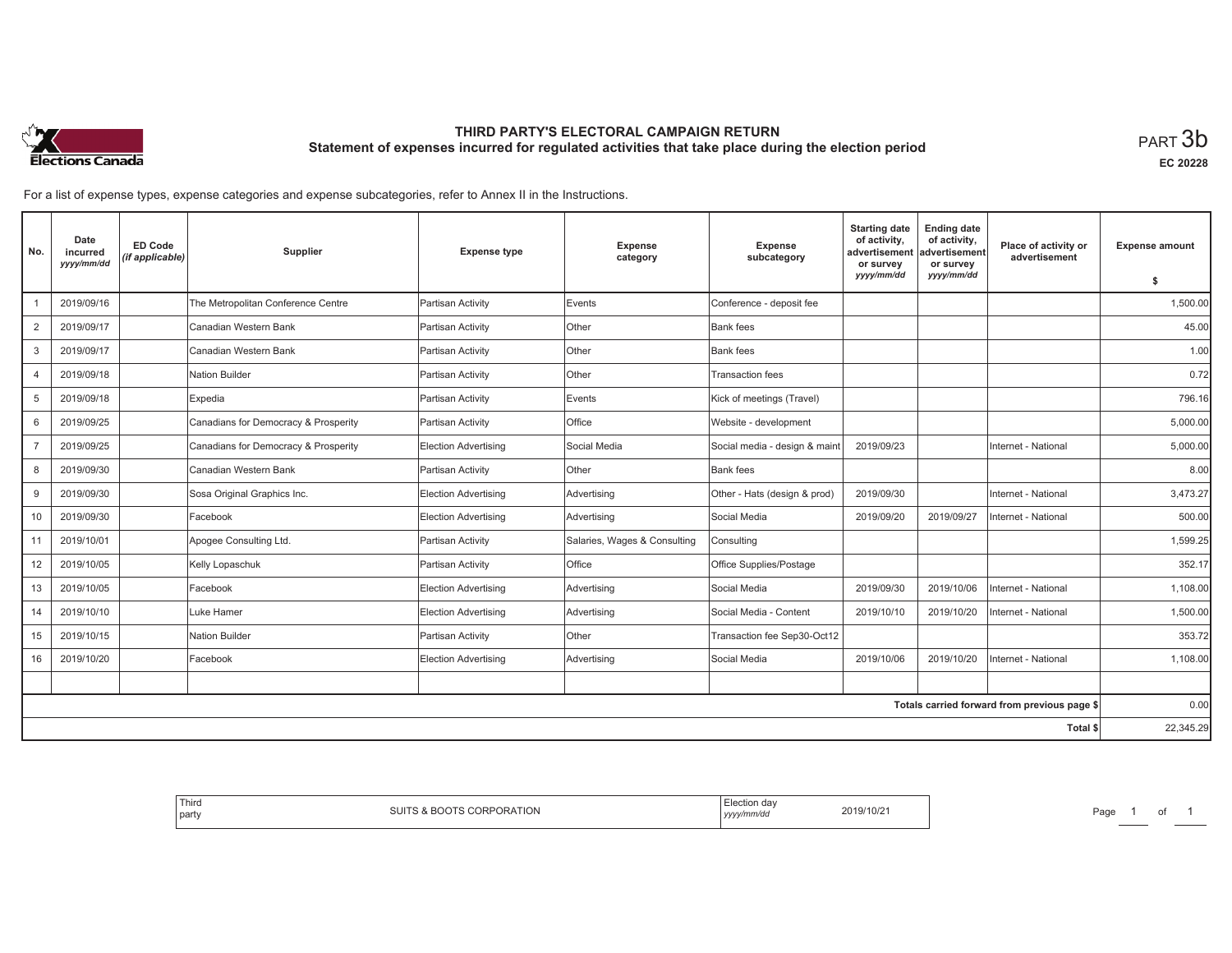# THIRD PARTY'S ELECTORAL CAMPAIGN RETURN

## Statement of expenses incurred for regulated activities that take place during the election period

PART 3b

EC 20228

For a list of expense types, expense categories and expense subcategories, refer to Annex II in the Instructions.

| No. | Date incurred *yyyy/mm/dd* | ED Code *(if applicable)* | Supplier | Expense type | Expense category | Expense subcategory | Starting date of activity, advertisement or survey *yyyy/mm/dd* | Ending date of activity, advertisement or survey *yyyy/mm/dd* | Place of activity or advertisement | Expense amount $ |
|---|---|---|---|---|---|---|---|---|---|---|
| 1 | 2019/09/16 | | The Metropolitan Conference Centre | Partisan Activity | Events | Conference - deposit fee | | | | 1,500.00 |
| 2 | 2019/09/17 | | Canadian Western Bank | Partisan Activity | Other | Bank fees | | | | 45.00 |
| 3 | 2019/09/17 | | Canadian Western Bank | Partisan Activity | Other | Bank fees | | | | 1.00 |
| 4 | 2019/09/18 | | Nation Builder | Partisan Activity | Other | Transaction fees | | | | 0.72 |
| 5 | 2019/09/18 | | Expedia | Partisan Activity | Events | Kick of meetings (Travel) | | | | 796.16 |
| 6 | 2019/09/25 | | Canadians for Democracy & Prosperity | Partisan Activity | Office | Website - development | | | | 5,000.00 |
| 7 | 2019/09/25 | | Canadians for Democracy & Prosperity | Election Advertising | Social Media | Social media - design & maint | 2019/09/23 | | Internet - National | 5,000.00 |
| 8 | 2019/09/30 | | Canadian Western Bank | Partisan Activity | Other | Bank fees | | | | 8.00 |
| 9 | 2019/09/30 | | Sosa Original Graphics Inc. | Election Advertising | Advertising | Other - Hats (design & prod) | 2019/09/30 | | Internet - National | 3,473.27 |
| 10 | 2019/09/30 | | Facebook | Election Advertising | Advertising | Social Media | 2019/09/20 | 2019/09/27 | Internet - National | 500.00 |
| 11 | 2019/10/01 | | Apogee Consulting Ltd. | Partisan Activity | Salaries, Wages & Consulting | Consulting | | | | 1,599.25 |
| 12 | 2019/10/05 | | Kelly Lopaschuk | Partisan Activity | Office | Office Supplies/Postage | | | | 352.17 |
| 13 | 2019/10/05 | | Facebook | Election Advertising | Advertising | Social Media | 2019/09/30 | 2019/10/06 | Internet - National | 1,108.00 |
| 14 | 2019/10/10 | | Luke Hamer | Election Advertising | Advertising | Social Media - Content | 2019/10/10 | 2019/10/20 | Internet - National | 1,500.00 |
| 15 | 2019/10/15 | | Nation Builder | Partisan Activity | Other | Transaction fee Sep30-Oct12 | | | | 353.72 |
| 16 | 2019/10/20 | | Facebook | Election Advertising | Advertising | Social Media | 2019/10/06 | 2019/10/20 | Internet - National | 1,108.00 |
| | | | | | | | | | | |
| | | | | | | | | | Totals carried forward from previous page $ | 0.00 |
| | | | | | | | | | Total $ | 22,345.29 |

| Third party | SUITS & BOOTS CORPORATION | Election day *yyyy/mm/dd* | 2019/10/21 |
|---|---|---|---|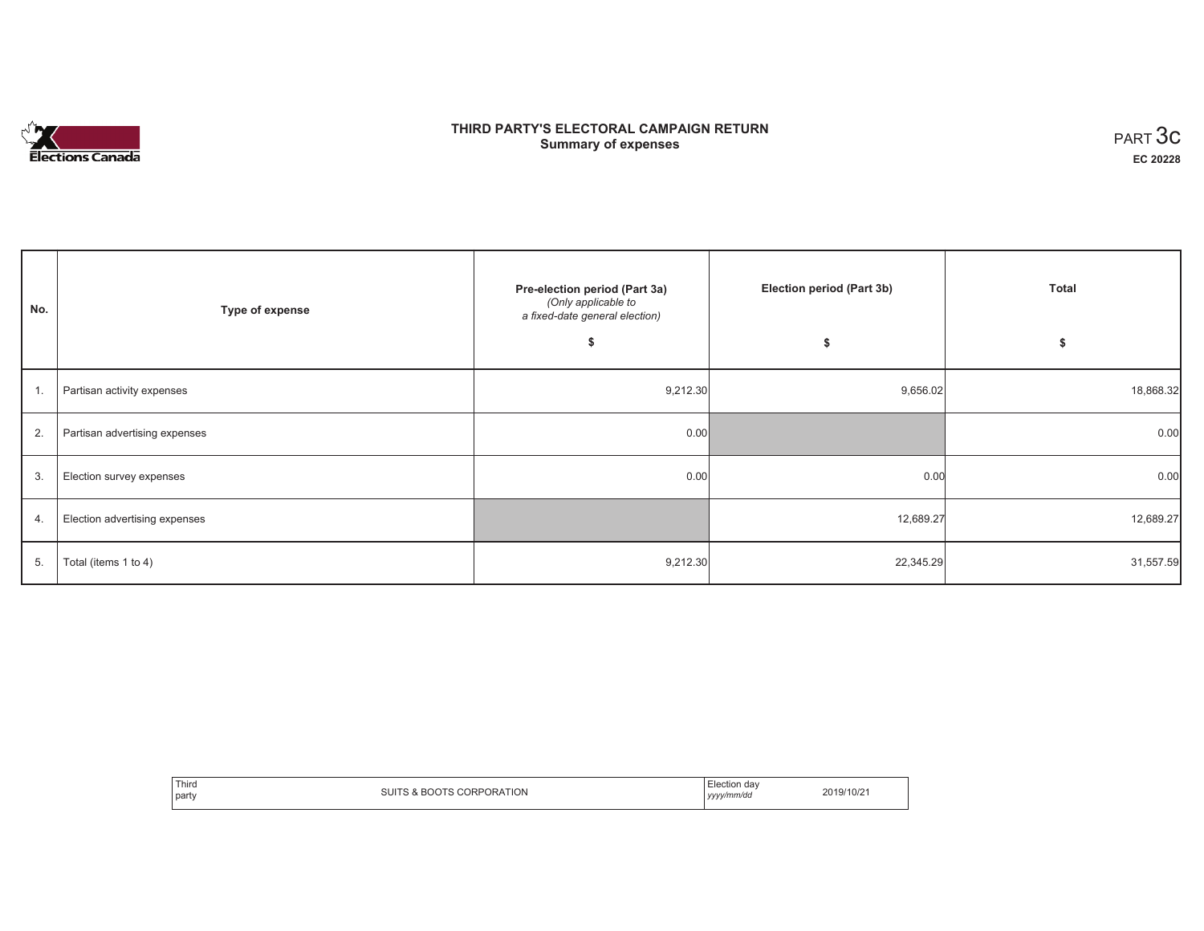# THIRD PARTY'S ELECTORAL CAMPAIGN RETURN
## Summary of expenses

PART 3c
**EC 20228**

| No. | Type of expense | Pre-election period (Part 3a) *(Only applicable to a fixed-date general election)* $ | Election period (Part 3b) $ | Total $ |
|---|---|---|---|---|
| 1. | Partisan activity expenses | 9,212.30 | 9,656.02 | 18,868.32 |
| 2. | Partisan advertising expenses | 0.00 | | 0.00 |
| 3. | Election survey expenses | 0.00 | 0.00 | 0.00 |
| 4. | Election advertising expenses | | 12,689.27 | 12,689.27 |
| 5. | Total (items 1 to 4) | 9,212.30 | 22,345.29 | 31,557.59 |

| Third party | SUITS & BOOTS CORPORATION | Election day *yyyy/mm/dd* | 2019/10/21 |
|---|---|---|---|